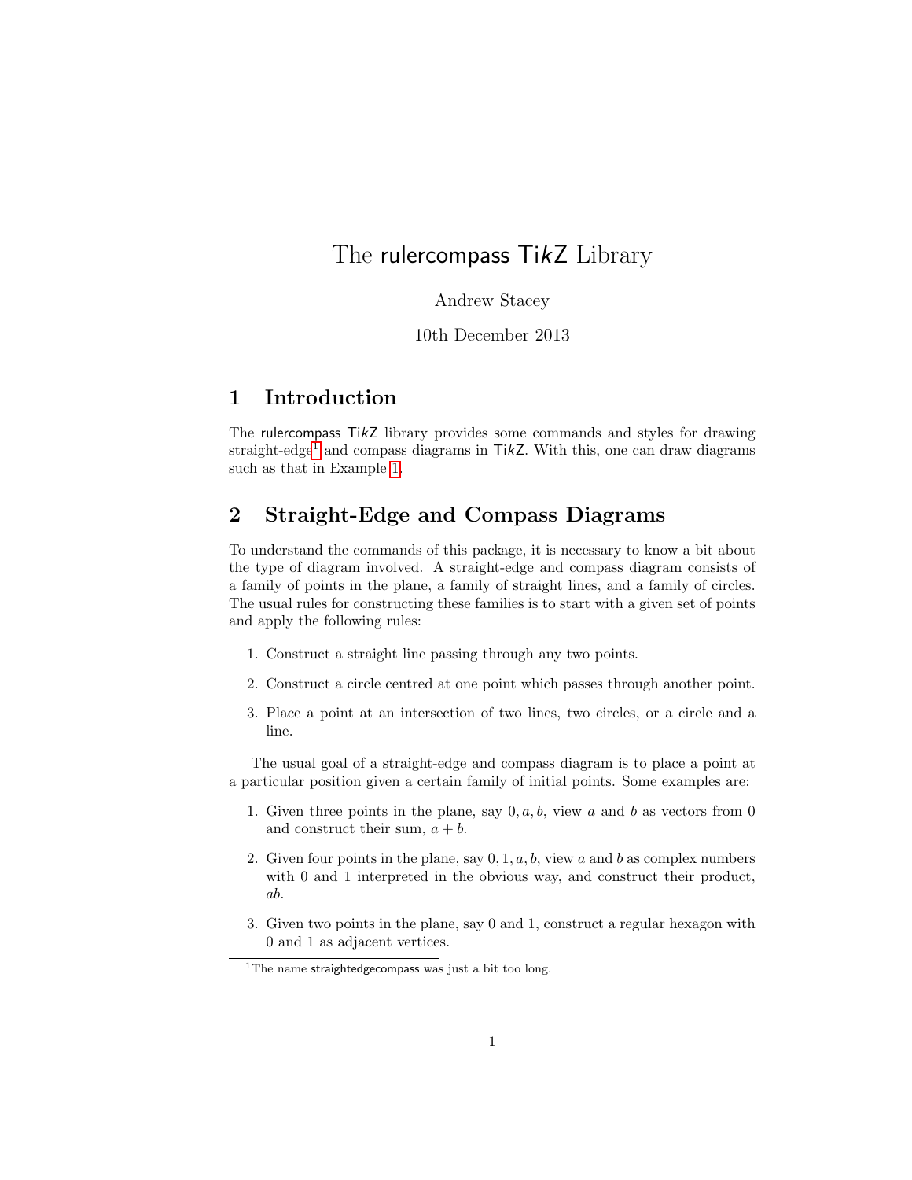# The rulercompass TikZ Library

Andrew Stacey

10th December 2013

## 1 Introduction

The rulercompass TikZ library provides some commands and styles for drawing straight-edge[1] and compass diagrams in TikZ. With this, one can draw diagrams such as that in Example 1.

## 2 Straight-Edge and Compass Diagrams

To understand the commands of this package, it is necessary to know a bit about the type of diagram involved. A straight-edge and compass diagram consists of a family of points in the plane, a family of straight lines, and a family of circles. The usual rules for constructing these families is to start with a given set of points and apply the following rules:

1. Construct a straight line passing through any two points.
2. Construct a circle centred at one point which passes through another point.
3. Place a point at an intersection of two lines, two circles, or a circle and a line.

The usual goal of a straight-edge and compass diagram is to place a point at a particular position given a certain family of initial points. Some examples are:

1. Given three points in the plane, say $0, a, b$, view $a$ and $b$ as vectors from 0 and construct their sum, $a + b$.
2. Given four points in the plane, say $0, 1, a, b$, view $a$ and $b$ as complex numbers with 0 and 1 interpreted in the obvious way, and construct their product, $ab$.
3. Given two points in the plane, say 0 and 1, construct a regular hexagon with 0 and 1 as adjacent vertices.

[1] The name straightedgecompass was just a bit too long.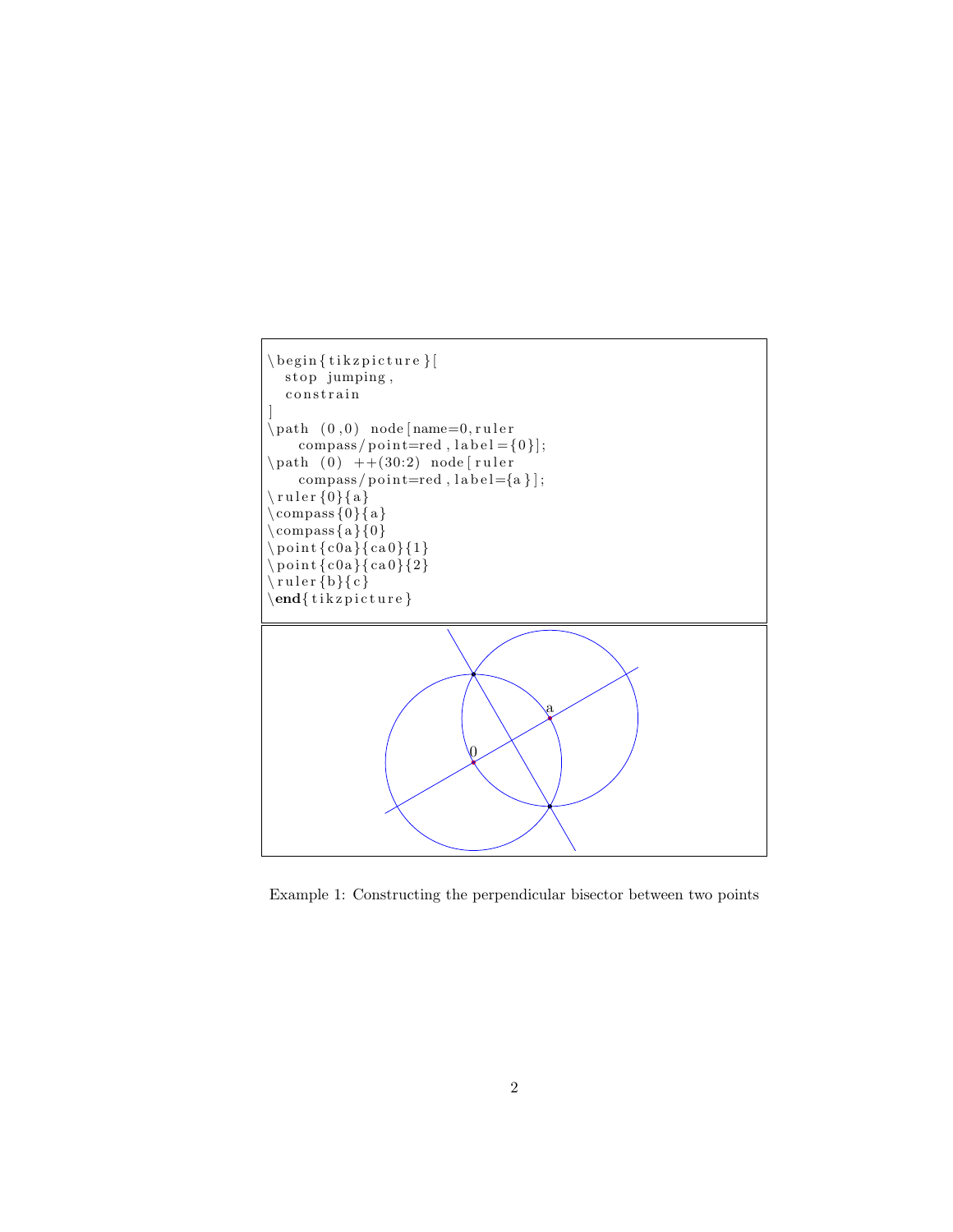```
\begin{tikzpicture}[
  stop jumping,
  constrain
]
\path (0,0) node[name=0,ruler
    compass/point=red,label={0}];
\path (0) ++(30:2) node[ruler
    compass/point=red,label={a}];
\ruler{0}{a}
\compass{0}{a}
\compass{a}{0}
\point{c0a}{ca0}{1}
\point{c0a}{ca0}{2}
\ruler{b}{c}
\end{tikzpicture}
```

Example 1: Constructing the perpendicular bisector between two points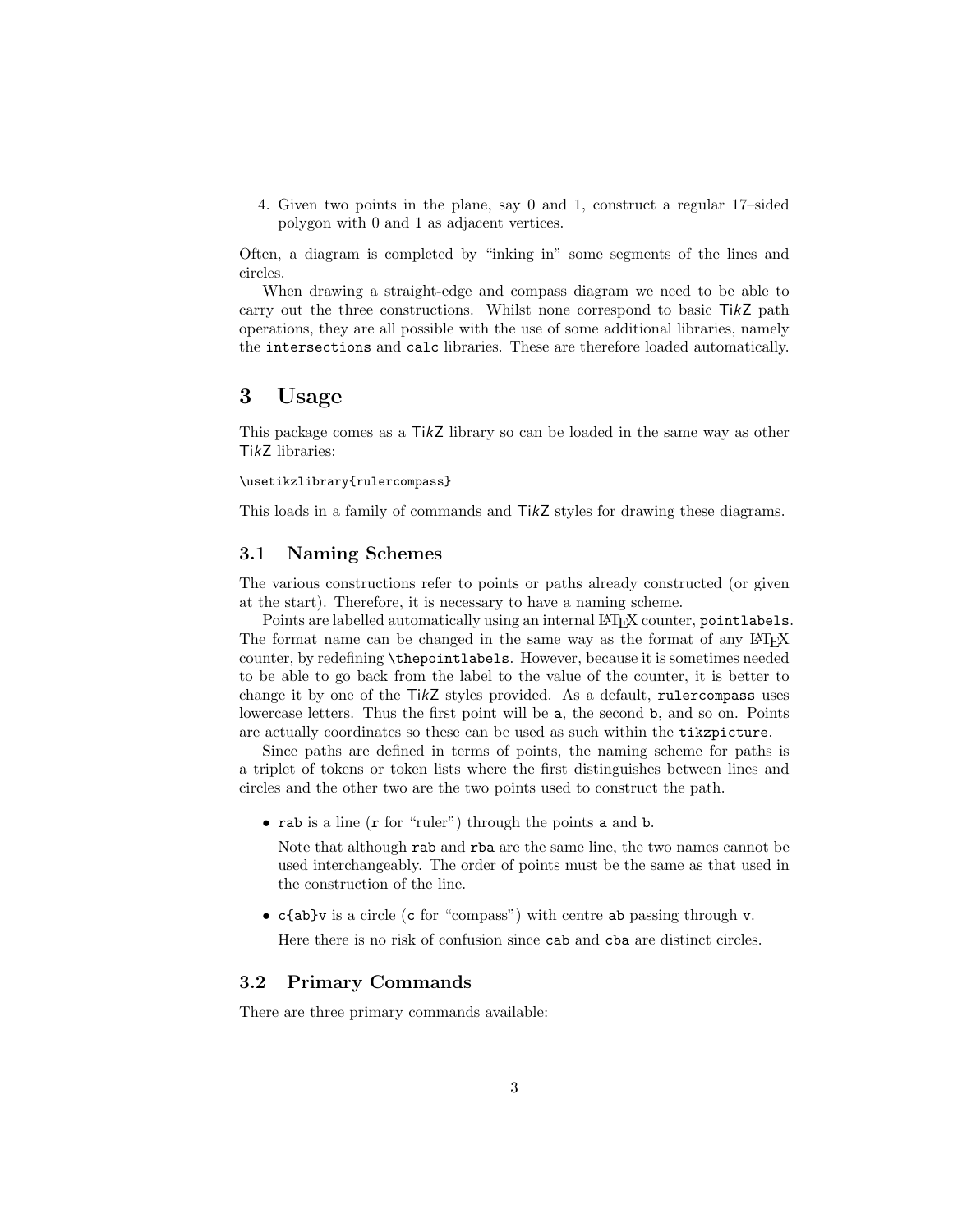4. Given two points in the plane, say 0 and 1, construct a regular 17–sided polygon with 0 and 1 as adjacent vertices.

Often, a diagram is completed by "inking in" some segments of the lines and circles.

When drawing a straight-edge and compass diagram we need to be able to carry out the three constructions. Whilst none correspond to basic TikZ path operations, they are all possible with the use of some additional libraries, namely the `intersections` and `calc` libraries. These are therefore loaded automatically.

# 3 Usage

This package comes as a TikZ library so can be loaded in the same way as other TikZ libraries:

```
\usetikzlibrary{rulercompass}
```

This loads in a family of commands and TikZ styles for drawing these diagrams.

## 3.1 Naming Schemes

The various constructions refer to points or paths already constructed (or given at the start). Therefore, it is necessary to have a naming scheme.

Points are labelled automatically using an internal LaTeX counter, `pointlabels`. The format name can be changed in the same way as the format of any LaTeX counter, by redefining `\thepointlabels`. However, because it is sometimes needed to be able to go back from the label to the value of the counter, it is better to change it by one of the TikZ styles provided. As a default, `rulercompass` uses lowercase letters. Thus the first point will be `a`, the second `b`, and so on. Points are actually coordinates so these can be used as such within the `tikzpicture`.

Since paths are defined in terms of points, the naming scheme for paths is a triplet of tokens or token lists where the first distinguishes between lines and circles and the other two are the two points used to construct the path.

- `rab` is a line (`r` for "ruler") through the points `a` and `b`.

  Note that although `rab` and `rba` are the same line, the two names cannot be used interchangeably. The order of points must be the same as that used in the construction of the line.

- `c{ab}v` is a circle (`c` for "compass") with centre `ab` passing through `v`.

  Here there is no risk of confusion since `cab` and `cba` are distinct circles.

## 3.2 Primary Commands

There are three primary commands available: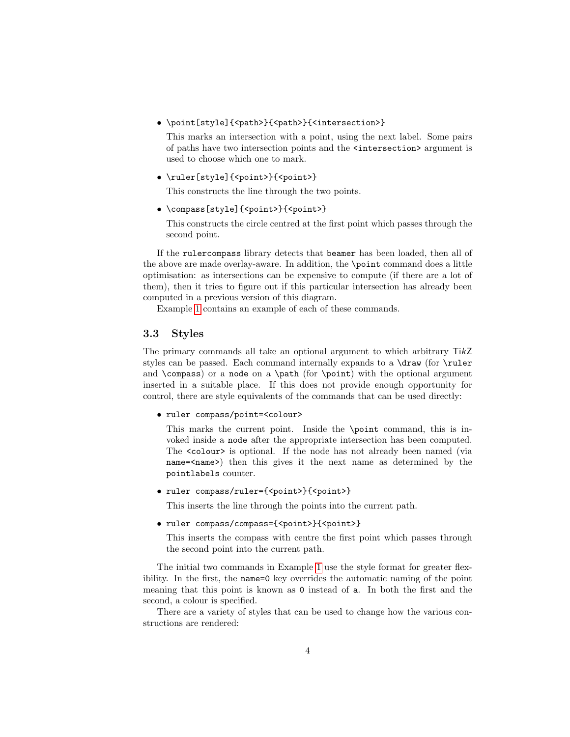- `\point[style]{<path>}{<path>}{<intersection>}`

  This marks an intersection with a point, using the next label. Some pairs of paths have two intersection points and the `<intersection>` argument is used to choose which one to mark.

- `\ruler[style]{<point>}{<point>}`

  This constructs the line through the two points.

- `\compass[style]{<point>}{<point>}`

  This constructs the circle centred at the first point which passes through the second point.

If the `rulercompass` library detects that `beamer` has been loaded, then all of the above are made overlay-aware. In addition, the `\point` command does a little optimisation: as intersections can be expensive to compute (if there are a lot of them), then it tries to figure out if this particular intersection has already been computed in a previous version of this diagram.

Example 1 contains an example of each of these commands.

### 3.3 Styles

The primary commands all take an optional argument to which arbitrary TikZ styles can be passed. Each command internally expands to a `\draw` (for `\ruler` and `\compass`) or a `node` on a `\path` (for `\point`) with the optional argument inserted in a suitable place. If this does not provide enough opportunity for control, there are style equivalents of the commands that can be used directly:

- `ruler compass/point=<colour>`

  This marks the current point. Inside the `\point` command, this is invoked inside a `node` after the appropriate intersection has been computed. The `<colour>` is optional. If the node has not already been named (via `name=<name>`) then this gives it the next name as determined by the `pointlabels` counter.

- `ruler compass/ruler={<point>}{<point>}`

  This inserts the line through the points into the current path.

- `ruler compass/compass={<point>}{<point>}`

  This inserts the compass with centre the first point which passes through the second point into the current path.

The initial two commands in Example 1 use the style format for greater flexibility. In the first, the `name=0` key overrides the automatic naming of the point meaning that this point is known as `0` instead of `a`. In both the first and the second, a colour is specified.

There are a variety of styles that can be used to change how the various constructions are rendered: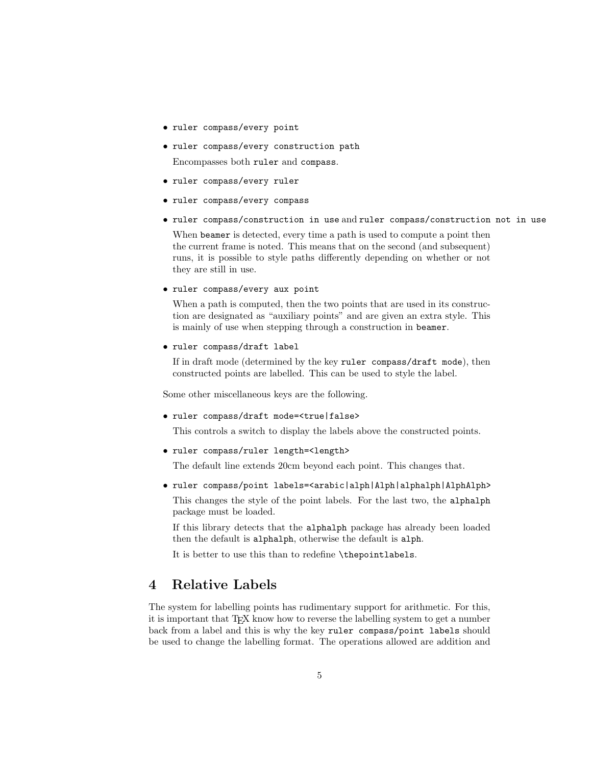- `ruler compass/every point`
- `ruler compass/every construction path`

  Encompasses both `ruler` and `compass`.
- `ruler compass/every ruler`
- `ruler compass/every compass`
- `ruler compass/construction in use` and `ruler compass/construction not in use`

  When `beamer` is detected, every time a path is used to compute a point then the current frame is noted. This means that on the second (and subsequent) runs, it is possible to style paths differently depending on whether or not they are still in use.
- `ruler compass/every aux point`

  When a path is computed, then the two points that are used in its construction are designated as "auxiliary points" and are given an extra style. This is mainly of use when stepping through a construction in `beamer`.
- `ruler compass/draft label`

  If in draft mode (determined by the key `ruler compass/draft mode`), then constructed points are labelled. This can be used to style the label.

Some other miscellaneous keys are the following.

- `ruler compass/draft mode=<true|false>`

  This controls a switch to display the labels above the constructed points.
- `ruler compass/ruler length=<length>`

  The default line extends 20cm beyond each point. This changes that.
- `ruler compass/point labels=<arabic|alph|Alph|alphalph|AlphAlph>`

  This changes the style of the point labels. For the last two, the `alphalph` package must be loaded.

  If this library detects that the `alphalph` package has already been loaded then the default is `alphalph`, otherwise the default is `alph`.

  It is better to use this than to redefine `\thepointlabels`.

# 4 Relative Labels

The system for labelling points has rudimentary support for arithmetic. For this, it is important that TEX know how to reverse the labelling system to get a number back from a label and this is why the key `ruler compass/point labels` should be used to change the labelling format. The operations allowed are addition and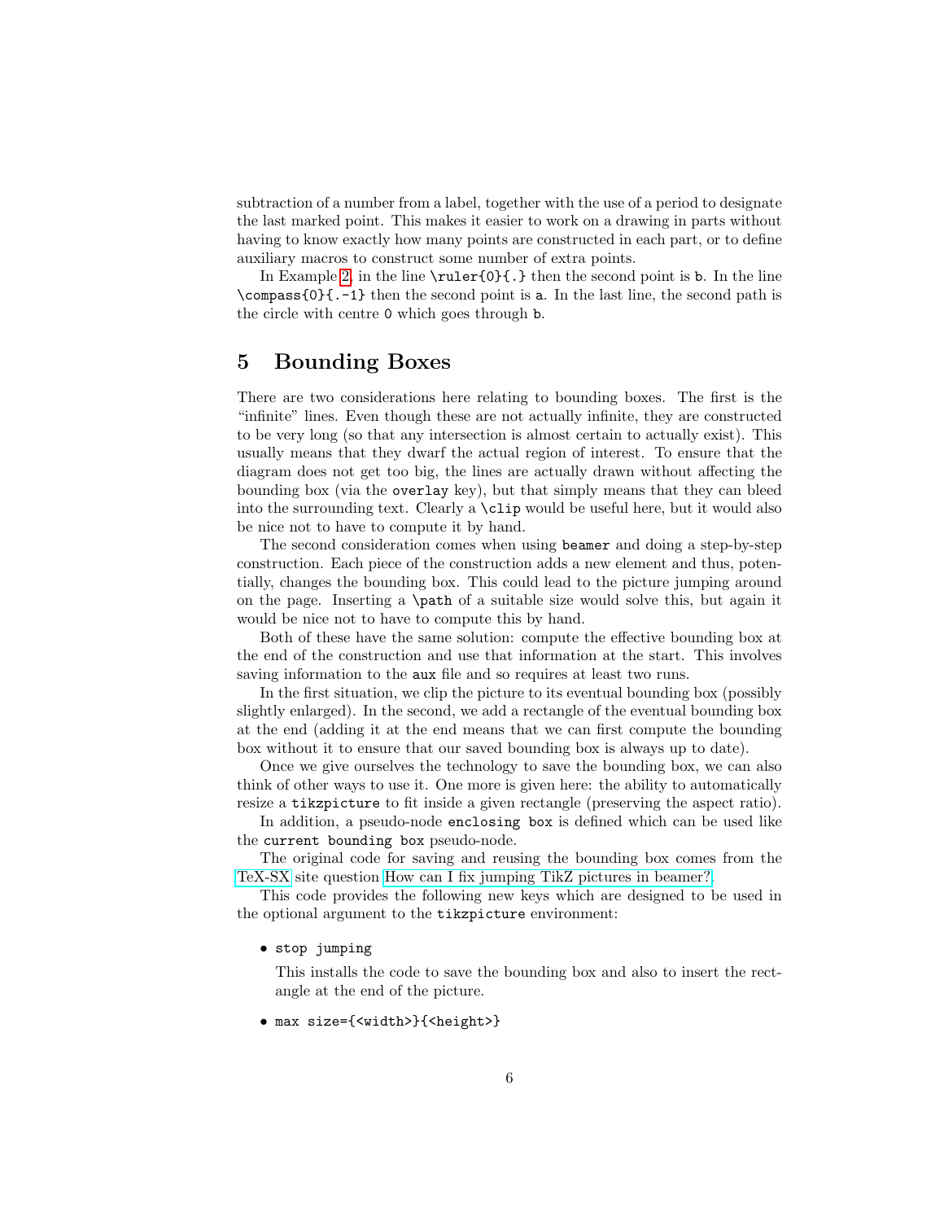subtraction of a number from a label, together with the use of a period to designate the last marked point. This makes it easier to work on a drawing in parts without having to know exactly how many points are constructed in each part, or to define auxiliary macros to construct some number of extra points.

In Example 2, in the line `\ruler{0}{.}` then the second point is `b`. In the line `\compass{0}{.-1}` then the second point is `a`. In the last line, the second path is the circle with centre `0` which goes through `b`.

# 5 Bounding Boxes

There are two considerations here relating to bounding boxes. The first is the "infinite" lines. Even though these are not actually infinite, they are constructed to be very long (so that any intersection is almost certain to actually exist). This usually means that they dwarf the actual region of interest. To ensure that the diagram does not get too big, the lines are actually drawn without affecting the bounding box (via the `overlay` key), but that simply means that they can bleed into the surrounding text. Clearly a `\clip` would be useful here, but it would also be nice not to have to compute it by hand.

The second consideration comes when using `beamer` and doing a step-by-step construction. Each piece of the construction adds a new element and thus, potentially, changes the bounding box. This could lead to the picture jumping around on the page. Inserting a `\path` of a suitable size would solve this, but again it would be nice not to have to compute this by hand.

Both of these have the same solution: compute the effective bounding box at the end of the construction and use that information at the start. This involves saving information to the `aux` file and so requires at least two runs.

In the first situation, we clip the picture to its eventual bounding box (possibly slightly enlarged). In the second, we add a rectangle of the eventual bounding box at the end (adding it at the end means that we can first compute the bounding box without it to ensure that our saved bounding box is always up to date).

Once we give ourselves the technology to save the bounding box, we can also think of other ways to use it. One more is given here: the ability to automatically resize a `tikzpicture` to fit inside a given rectangle (preserving the aspect ratio).

In addition, a pseudo-node `enclosing box` is defined which can be used like the `current bounding box` pseudo-node.

The original code for saving and reusing the bounding box comes from the TeX-SX site question How can I fix jumping TikZ pictures in beamer?.

This code provides the following new keys which are designed to be used in the optional argument to the `tikzpicture` environment:

- `stop jumping`

  This installs the code to save the bounding box and also to insert the rectangle at the end of the picture.

- `max size={<width>}{<height>}`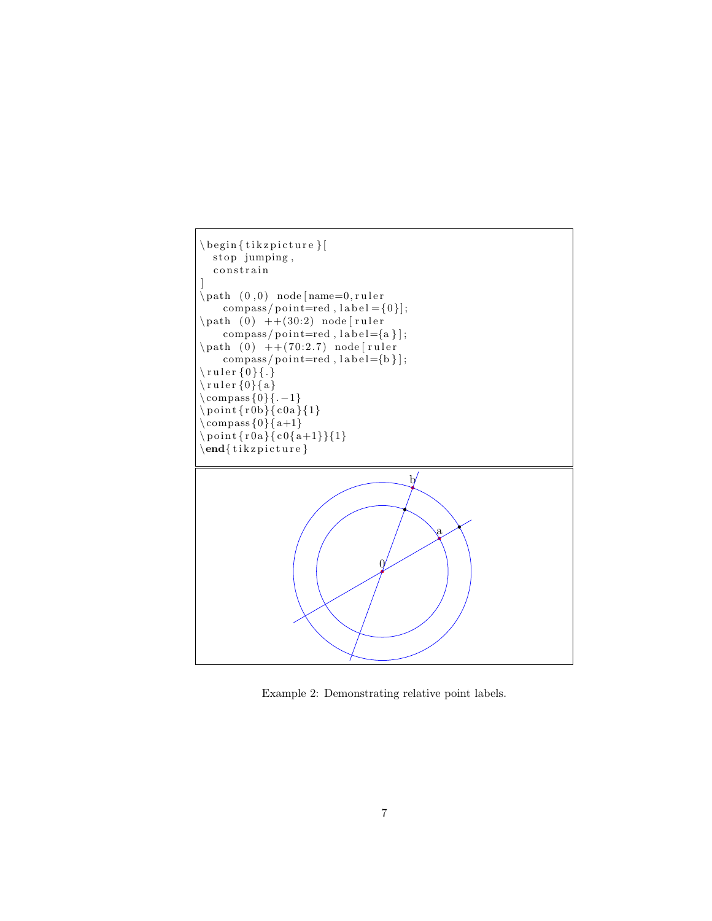```
\begin{tikzpicture}[
  stop jumping,
  constrain
]
\path (0,0) node[name=0,ruler
    compass/point=red,label={0}];
\path (0) ++(30:2) node[ruler
    compass/point=red,label={a}];
\path (0) ++(70:2.7) node[ruler
    compass/point=red,label={b}];
\ruler{0}{.}
\ruler{0}{a}
\compass{0}{.-1}
\point{r0b}{c0a}{1}
\compass{0}{a+1}
\point{r0a}{c0{a+1}}{1}
\end{tikzpicture}
```

Example 2: Demonstrating relative point labels.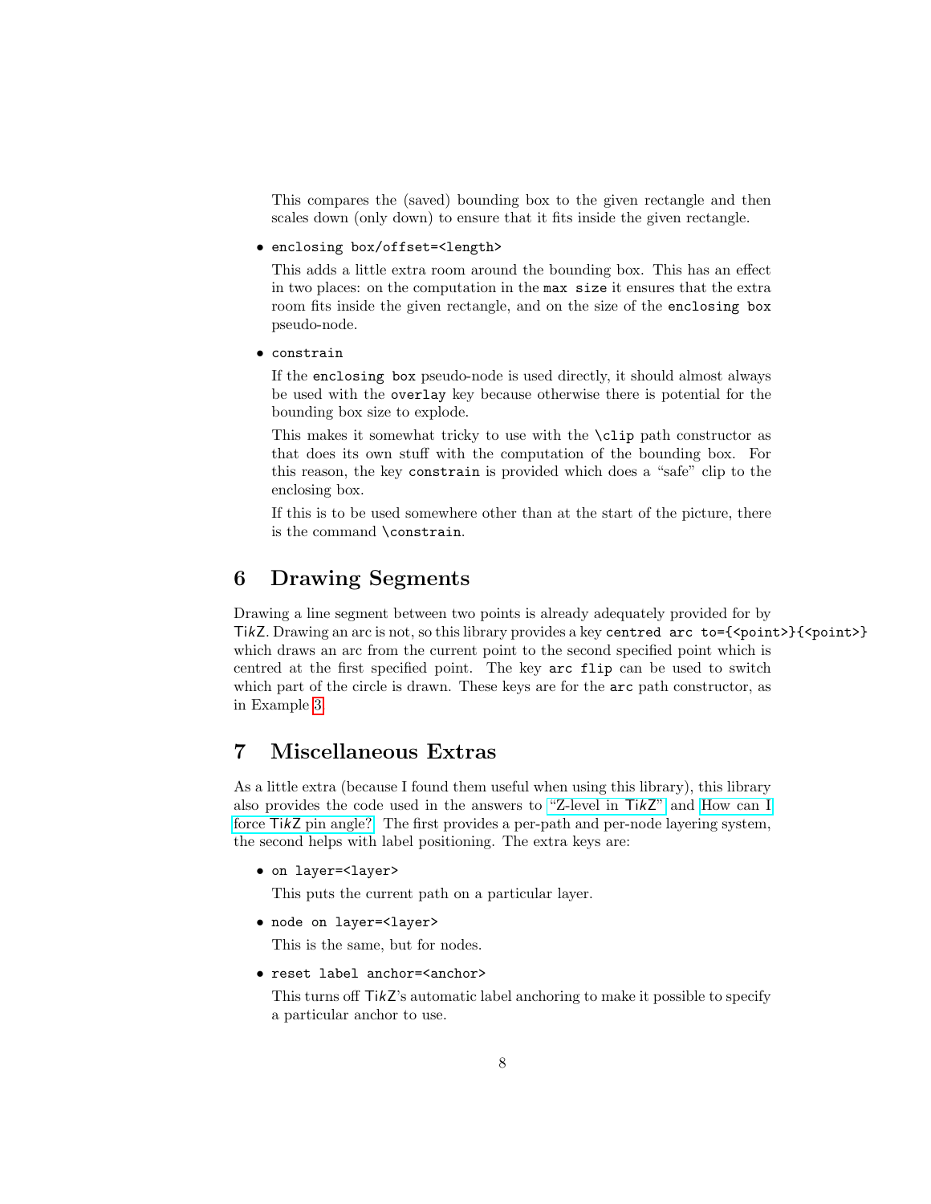This compares the (saved) bounding box to the given rectangle and then scales down (only down) to ensure that it fits inside the given rectangle.

- `enclosing box/offset=<length>`

  This adds a little extra room around the bounding box. This has an effect in two places: on the computation in the `max size` it ensures that the extra room fits inside the given rectangle, and on the size of the `enclosing box` pseudo-node.

- `constrain`

  If the `enclosing box` pseudo-node is used directly, it should almost always be used with the `overlay` key because otherwise there is potential for the bounding box size to explode.

  This makes it somewhat tricky to use with the `\clip` path constructor as that does its own stuff with the computation of the bounding box. For this reason, the key `constrain` is provided which does a "safe" clip to the enclosing box.

  If this is to be used somewhere other than at the start of the picture, there is the command `\constrain`.

## 6 Drawing Segments

Drawing a line segment between two points is already adequately provided for by TikZ. Drawing an arc is not, so this library provides a key `centred arc to={<point>}{<point>}` which draws an arc from the current point to the second specified point which is centred at the first specified point. The key `arc flip` can be used to switch which part of the circle is drawn. These keys are for the `arc` path constructor, as in Example 3.

## 7 Miscellaneous Extras

As a little extra (because I found them useful when using this library), this library also provides the code used in the answers to "Z-level in TikZ" and How can I force TikZ pin angle? The first provides a per-path and per-node layering system, the second helps with label positioning. The extra keys are:

- `on layer=<layer>`

  This puts the current path on a particular layer.

- `node on layer=<layer>`

  This is the same, but for nodes.

- `reset label anchor=<anchor>`

  This turns off TikZ's automatic label anchoring to make it possible to specify a particular anchor to use.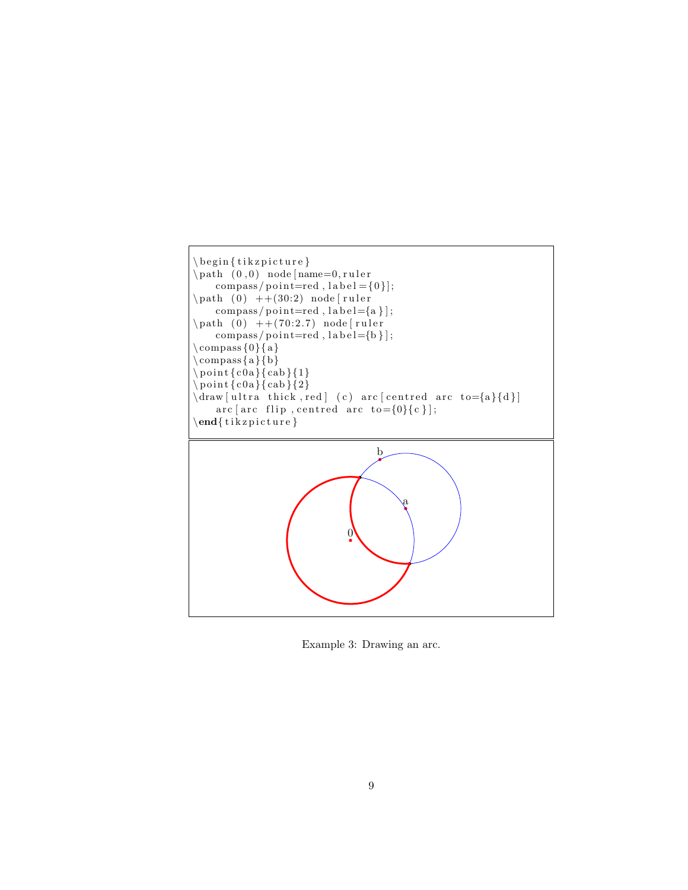```
\begin{tikzpicture}
\path (0,0) node[name=0,ruler
    compass/point=red,label={0}];
\path (0) ++(30:2) node[ruler
    compass/point=red,label={a}];
\path (0) ++(70:2.7) node[ruler
    compass/point=red,label={b}];
\compass{0}{a}
\compass{a}{b}
\point{c0a}{cab}{1}
\point{c0a}{cab}{2}
\draw[ultra thick,red] (c) arc[centred arc to={a}{d}]
    arc[arc flip,centred arc to={0}{c}];
\end{tikzpicture}
```

Example 3: Drawing an arc.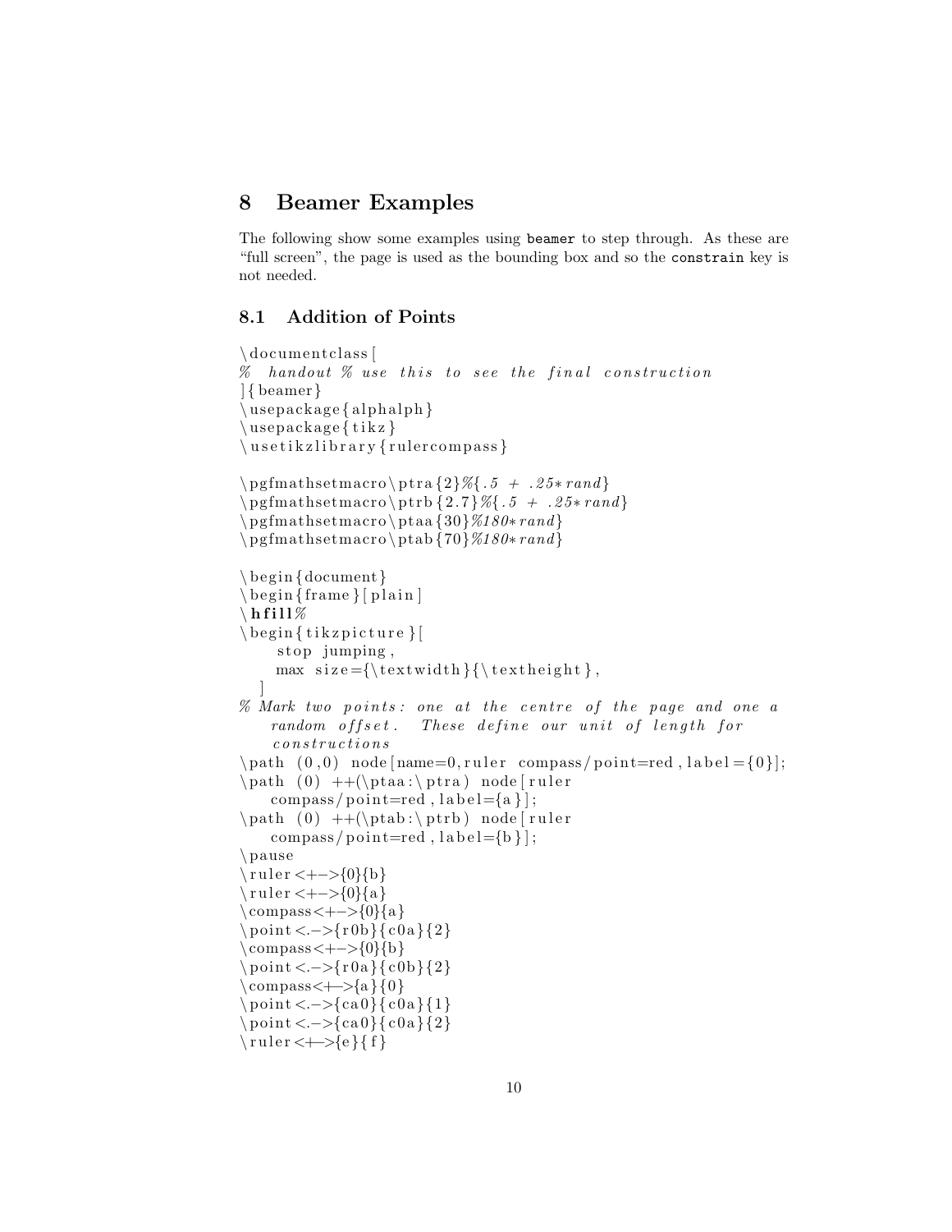# 8 Beamer Examples

The following show some examples using `beamer` to step through. As these are "full screen", the page is used as the bounding box and so the `constrain` key is not needed.

## 8.1 Addition of Points

```
\documentclass[
% handout % use this to see the final construction
]{beamer}
\usepackage{alphalph}
\usepackage{tikz}
\usetikzlibrary{rulercompass}

\pgfmathsetmacro\ptra{2}%{.5 + .25*rand}
\pgfmathsetmacro\ptrb{2.7}%{.5 + .25*rand}
\pgfmathsetmacro\ptaa{30}%180*rand}
\pgfmathsetmacro\ptab{70}%180*rand}

\begin{document}
\begin{frame}[plain]
\hfill%
\begin{tikzpicture}[
    stop jumping,
    max size={\textwidth}{\textheight},
  ]
% Mark two points: one at the centre of the page and one a
    random offset.  These define our unit of length for
    constructions
\path (0,0) node[name=0,ruler compass/point=red,label={0}];
\path (0) ++(\ptaa:\ptra) node[ruler
    compass/point=red,label={a}];
\path (0) ++(\ptab:\ptrb) node[ruler
    compass/point=red,label={b}];
\pause
\ruler<+->{0}{b}
\ruler<+->{0}{a}
\compass<+->{0}{a}
\point<.->{r0b}{c0a}{2}
\compass<+->{0}{b}
\point<.->{r0a}{c0b}{2}
\compass<+->{a}{0}
\point<.->{ca0}{c0a}{1}
\point<.->{ca0}{c0a}{2}
\ruler<+->{e}{f}
```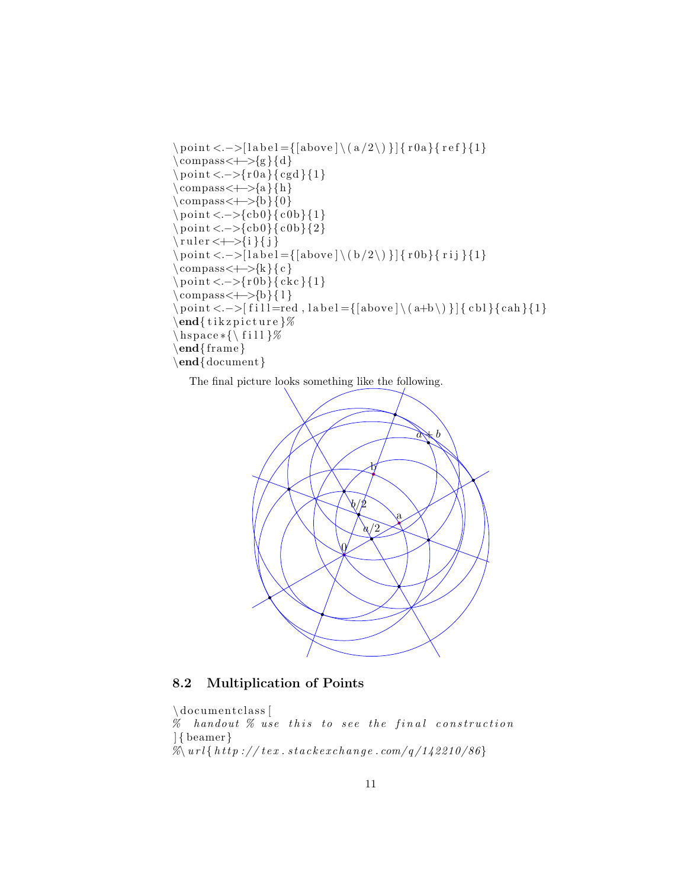```
\point<.->[label={[above]\(a/2\)}]{r0a}{ref}{1}
\compass<+->{g}{d}
\point<.->{r0a}{cgd}{1}
\compass<+->{a}{h}
\compass<+->{b}{0}
\point<.->{cb0}{c0b}{1}
\point<.->{cb0}{c0b}{2}
\ruler<+->{i}{j}
\point<.->[label={[above]\(b/2\)}]{r0b}{rij}{1}
\compass<+->{k}{c}
\point<.->{r0b}{ckc}{1}
\compass<+->{b}{l}
\point<.->[fill=red,label={[above]\(a+b\)}]{cbl}{cah}{1}
\end{tikzpicture}%
\hspace*{\fill}%
\end{frame}
\end{document}
```

The final picture looks something like the following.

## 8.2 Multiplication of Points

```
\documentclass[
%  handout % use this to see the final construction
]{beamer}
%\url{http://tex.stackexchange.com/q/142210/86}
```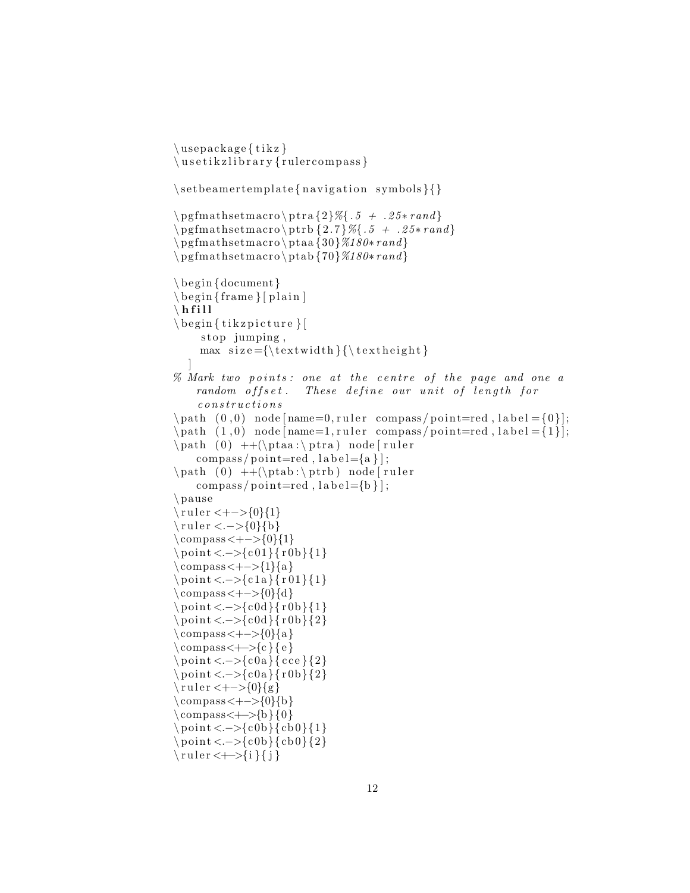```
\usepackage{tikz}
\usetikzlibrary{rulercompass}

\setbeamertemplate{navigation symbols}{}

\pgfmathsetmacro\ptra{2}%{.5 + .25*rand}
\pgfmathsetmacro\ptrb{2.7}%{.5 + .25*rand}
\pgfmathsetmacro\ptaa{30}%180*rand}
\pgfmathsetmacro\ptab{70}%180*rand}

\begin{document}
\begin{frame}[plain]
\hfill
\begin{tikzpicture}[
    stop jumping,
    max size={\textwidth}{\textheight}
  ]
% Mark two points: one at the centre of the page and one a
    random offset.  These define our unit of length for
    constructions
\path (0,0) node[name=0,ruler compass/point=red,label={0}];
\path (1,0) node[name=1,ruler compass/point=red,label={1}];
\path (0) ++(\ptaa:\ptra) node[ruler
    compass/point=red,label={a}];
\path (0) ++(\ptab:\ptrb) node[ruler
    compass/point=red,label={b}];
\pause
\ruler<+->{0}{1}
\ruler<.->{0}{b}
\compass<+->{0}{1}
\point<.->{c01}{r0b}{1}
\compass<+->{1}{a}
\point<.->{c1a}{r01}{1}
\compass<+->{0}{d}
\point<.->{c0d}{r0b}{1}
\point<.->{c0d}{r0b}{2}
\compass<+->{0}{a}
\compass<+->{c}{e}
\point<.->{c0a}{cce}{2}
\point<.->{c0a}{r0b}{2}
\ruler<+->{0}{g}
\compass<+->{0}{b}
\compass<+->{b}{0}
\point<.->{c0b}{cb0}{1}
\point<.->{c0b}{cb0}{2}
\ruler<+->{i}{j}
```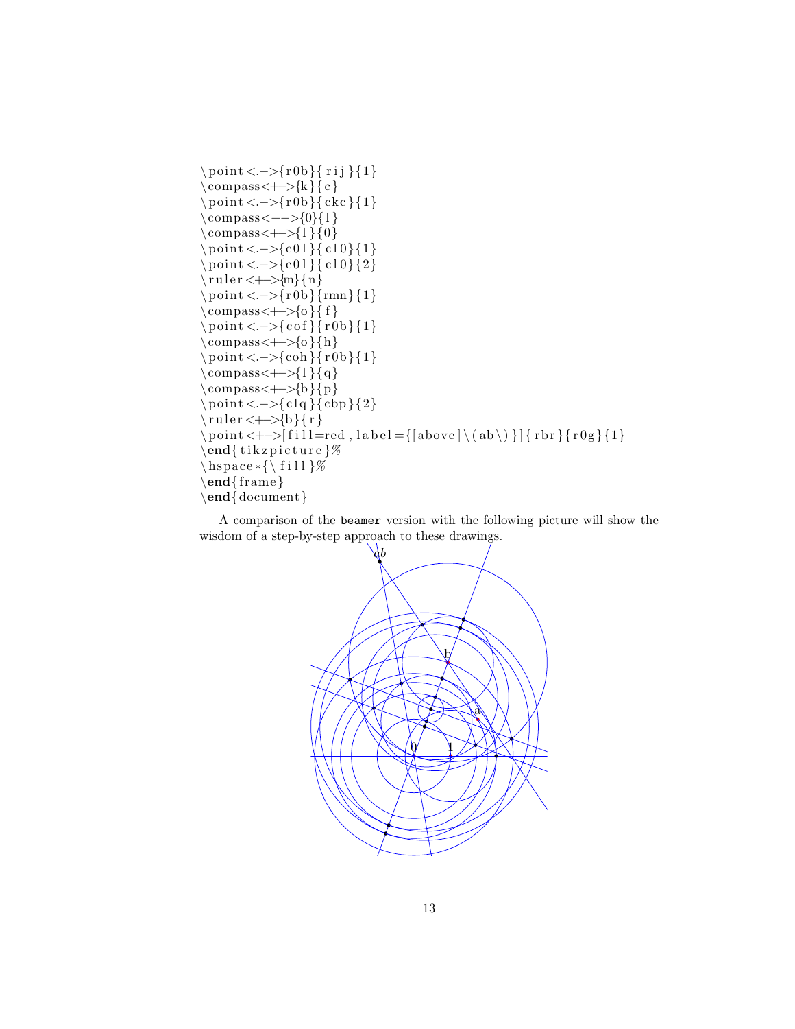```
\point<.->{r0b}{rij}{1}
\compass<+->{k}{c}
\point<.->{r0b}{ckc}{1}
\compass<+->{0}{l}
\compass<+->{l}{0}
\point<.->{c0l}{cl0}{1}
\point<.->{c0l}{cl0}{2}
\ruler<+->{m}{n}
\point<.->{r0b}{rmn}{1}
\compass<+->{o}{f}
\point<.->{cof}{r0b}{1}
\compass<+->{o}{h}
\point<.->{coh}{r0b}{1}
\compass<+->{l}{q}
\compass<+->{b}{p}
\point<.->{clq}{cbp}{2}
\ruler<+->{b}{r}
\point<+->[fill=red,label={[above]\(ab\)}]{rbr}{r0g}{1}
\end{tikzpicture}%
\hspace*{\fill}%
\end{frame}
\end{document}
```

A comparison of the `beamer` version with the following picture will show the wisdom of a step-by-step approach to these drawings.

ab

b

a

0

1